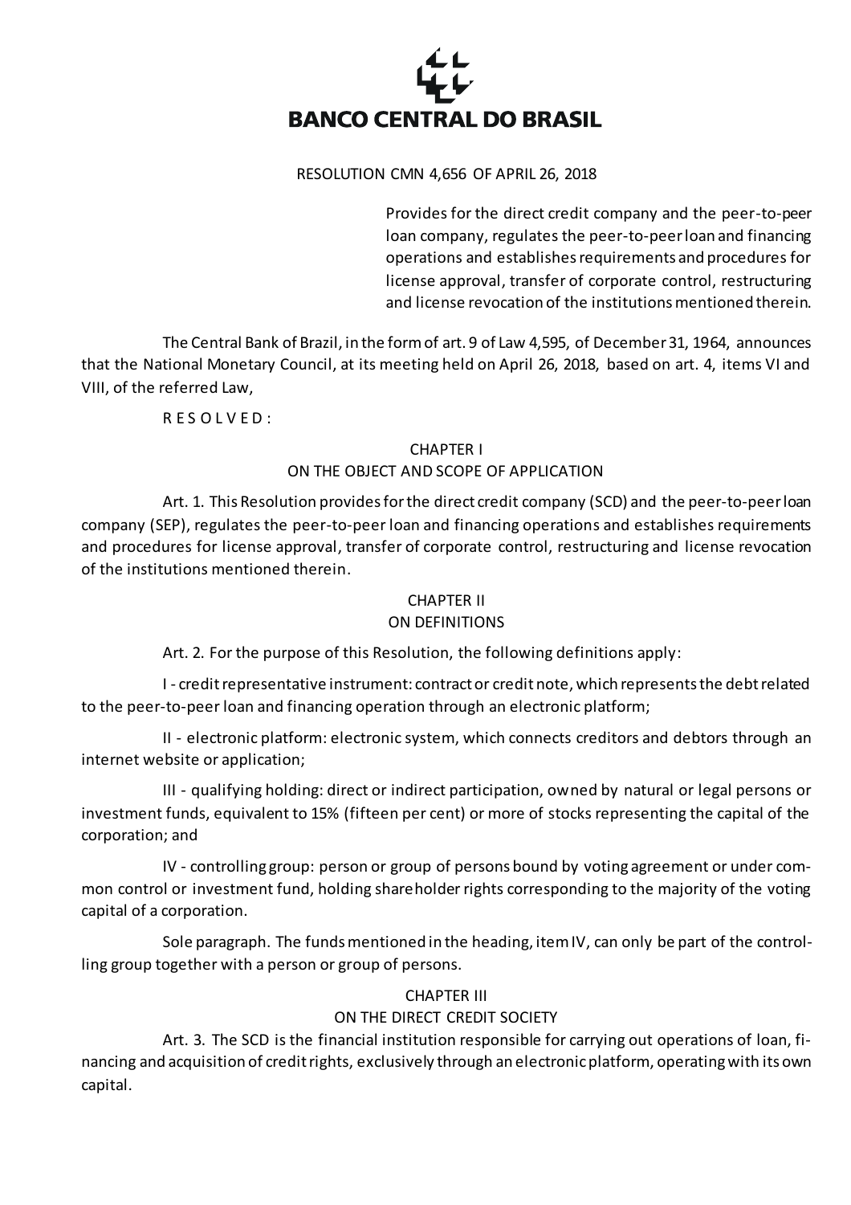# BANCO CENTRAL DO BRASIL

RESOLUTION CMN 4,656 OF APRIL 26, 2018

> Provides for the direct credit company and the peer-to-peer loan company, regulates the peer-to-peer loan and financing operations and establishes requirements and procedures for license approval, transfer of corporate control, restructuring and license revocation of the institutions mentioned therein.

The Central Bank of Brazil, in the form of art. 9 of Law 4,595, of December 31, 1964, announces that the National Monetary Council, at its meeting held on April 26, 2018, based on art. 4, items VI and VIII, of the referred Law,

R E S O L V E D :

## CHAPTER I
## ON THE OBJECT AND SCOPE OF APPLICATION

Art. 1. This Resolution provides for the direct credit company (SCD) and the peer-to-peer loan company (SEP), regulates the peer-to-peer loan and financing operations and establishes requirements and procedures for license approval, transfer of corporate control, restructuring and license revocation of the institutions mentioned therein.

## CHAPTER II
## ON DEFINITIONS

Art. 2. For the purpose of this Resolution, the following definitions apply:

I - credit representative instrument: contract or credit note, which represents the debt related to the peer-to-peer loan and financing operation through an electronic platform;

II - electronic platform: electronic system, which connects creditors and debtors through an internet website or application;

III - qualifying holding: direct or indirect participation, owned by natural or legal persons or investment funds, equivalent to 15% (fifteen per cent) or more of stocks representing the capital of the corporation; and

IV - controlling group: person or group of persons bound by voting agreement or under common control or investment fund, holding shareholder rights corresponding to the majority of the voting capital of a corporation.

Sole paragraph. The funds mentioned in the heading, item IV, can only be part of the controlling group together with a person or group of persons.

## CHAPTER III
## ON THE DIRECT CREDIT SOCIETY

Art. 3. The SCD is the financial institution responsible for carrying out operations of loan, financing and acquisition of credit rights, exclusively through an electronic platform, operating with its own capital.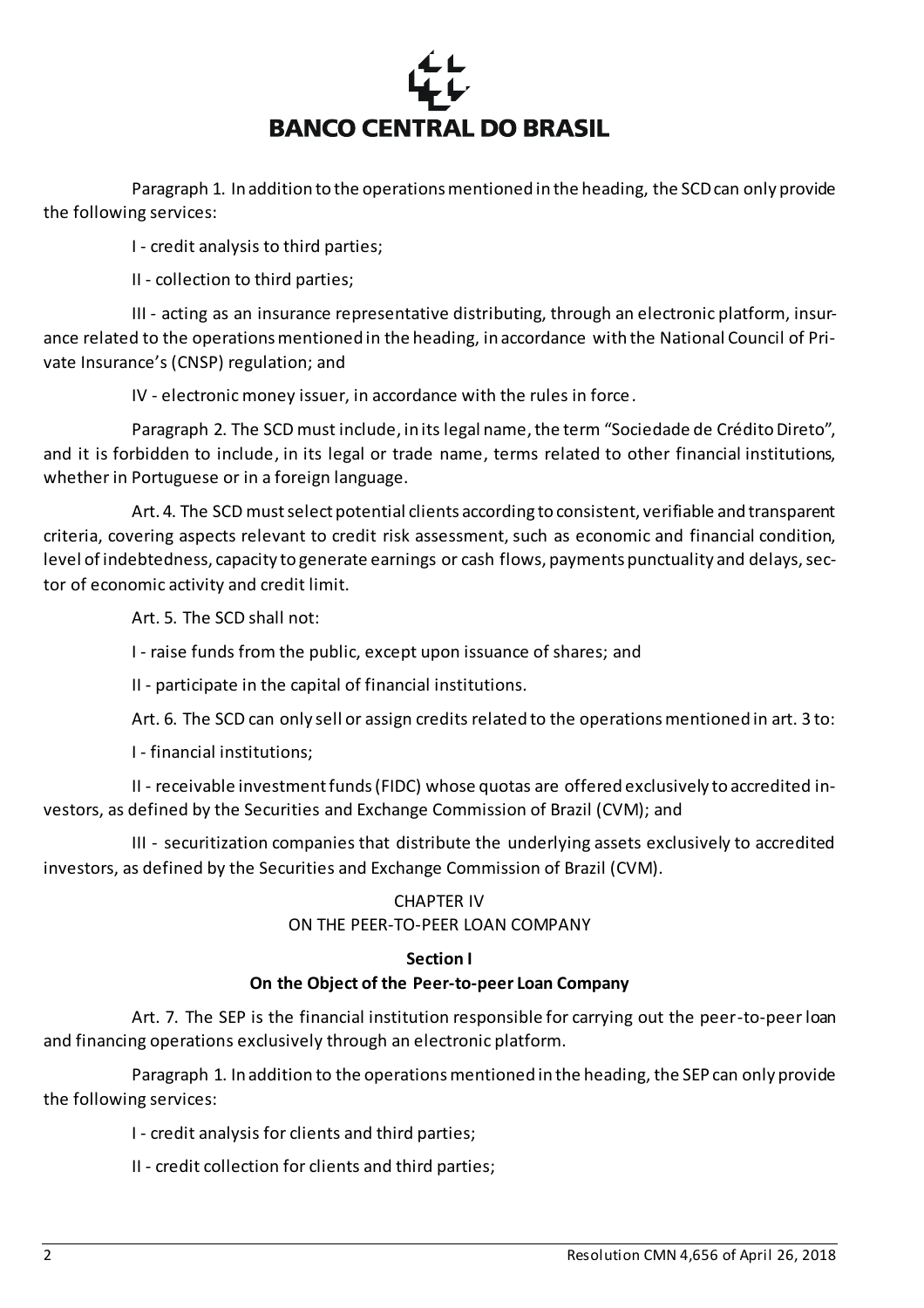Paragraph 1. In addition to the operations mentioned in the heading, the SCD can only provide the following services:

I - credit analysis to third parties;

II - collection to third parties;

III - acting as an insurance representative distributing, through an electronic platform, insurance related to the operations mentioned in the heading, in accordance with the National Council of Private Insurance's (CNSP) regulation; and

IV - electronic money issuer, in accordance with the rules in force.

Paragraph 2. The SCD must include, in its legal name, the term "Sociedade de Crédito Direto", and it is forbidden to include, in its legal or trade name, terms related to other financial institutions, whether in Portuguese or in a foreign language.

Art. 4. The SCD must select potential clients according to consistent, verifiable and transparent criteria, covering aspects relevant to credit risk assessment, such as economic and financial condition, level of indebtedness, capacity to generate earnings or cash flows, payments punctuality and delays, sector of economic activity and credit limit.

Art. 5. The SCD shall not:

I - raise funds from the public, except upon issuance of shares; and

II - participate in the capital of financial institutions.

Art. 6. The SCD can only sell or assign credits related to the operations mentioned in art. 3 to:

I - financial institutions;

II - receivable investment funds (FIDC) whose quotas are offered exclusively to accredited investors, as defined by the Securities and Exchange Commission of Brazil (CVM); and

III - securitization companies that distribute the underlying assets exclusively to accredited investors, as defined by the Securities and Exchange Commission of Brazil (CVM).

## CHAPTER IV
## ON THE PEER-TO-PEER LOAN COMPANY

### Section I
### On the Object of the Peer-to-peer Loan Company

Art. 7. The SEP is the financial institution responsible for carrying out the peer-to-peer loan and financing operations exclusively through an electronic platform.

Paragraph 1. In addition to the operations mentioned in the heading, the SEP can only provide the following services:

I - credit analysis for clients and third parties;

II - credit collection for clients and third parties;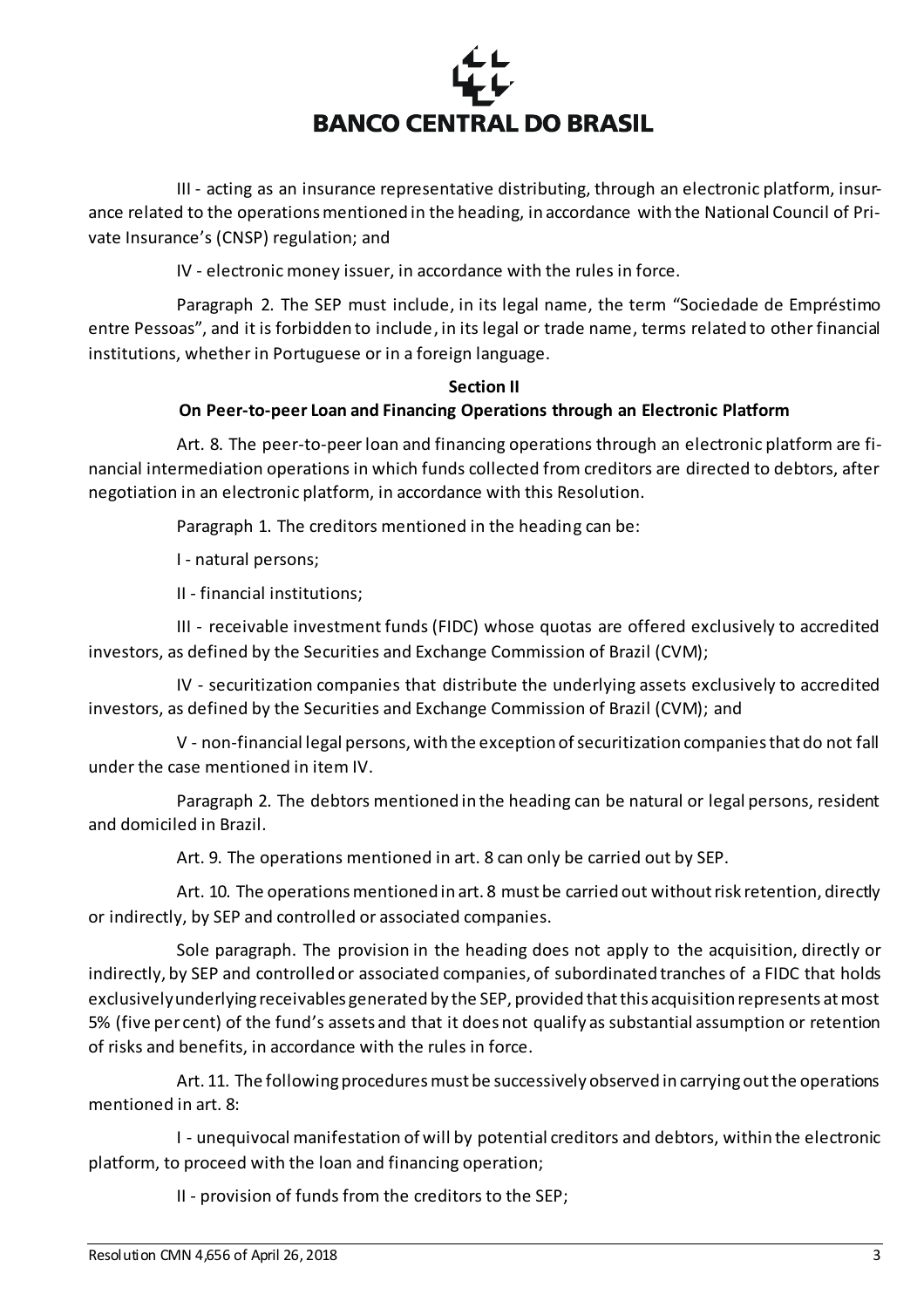III - acting as an insurance representative distributing, through an electronic platform, insurance related to the operations mentioned in the heading, in accordance with the National Council of Private Insurance's (CNSP) regulation; and

IV - electronic money issuer, in accordance with the rules in force.

Paragraph 2. The SEP must include, in its legal name, the term "Sociedade de Empréstimo entre Pessoas", and it is forbidden to include, in its legal or trade name, terms related to other financial institutions, whether in Portuguese or in a foreign language.

## Section II

### On Peer-to-peer Loan and Financing Operations through an Electronic Platform

Art. 8. The peer-to-peer loan and financing operations through an electronic platform are financial intermediation operations in which funds collected from creditors are directed to debtors, after negotiation in an electronic platform, in accordance with this Resolution.

Paragraph 1. The creditors mentioned in the heading can be:

I - natural persons;

II - financial institutions;

III - receivable investment funds (FIDC) whose quotas are offered exclusively to accredited investors, as defined by the Securities and Exchange Commission of Brazil (CVM);

IV - securitization companies that distribute the underlying assets exclusively to accredited investors, as defined by the Securities and Exchange Commission of Brazil (CVM); and

V - non-financial legal persons, with the exception of securitization companies that do not fall under the case mentioned in item IV.

Paragraph 2. The debtors mentioned in the heading can be natural or legal persons, resident and domiciled in Brazil.

Art. 9. The operations mentioned in art. 8 can only be carried out by SEP.

Art. 10. The operations mentioned in art. 8 must be carried out without risk retention, directly or indirectly, by SEP and controlled or associated companies.

Sole paragraph. The provision in the heading does not apply to the acquisition, directly or indirectly, by SEP and controlled or associated companies, of subordinated tranches of a FIDC that holds exclusively underlying receivables generated by the SEP, provided that this acquisition represents at most 5% (five per cent) of the fund's assets and that it does not qualify as substantial assumption or retention of risks and benefits, in accordance with the rules in force.

Art. 11. The following procedures must be successively observed in carrying out the operations mentioned in art. 8:

I - unequivocal manifestation of will by potential creditors and debtors, within the electronic platform, to proceed with the loan and financing operation;

II - provision of funds from the creditors to the SEP;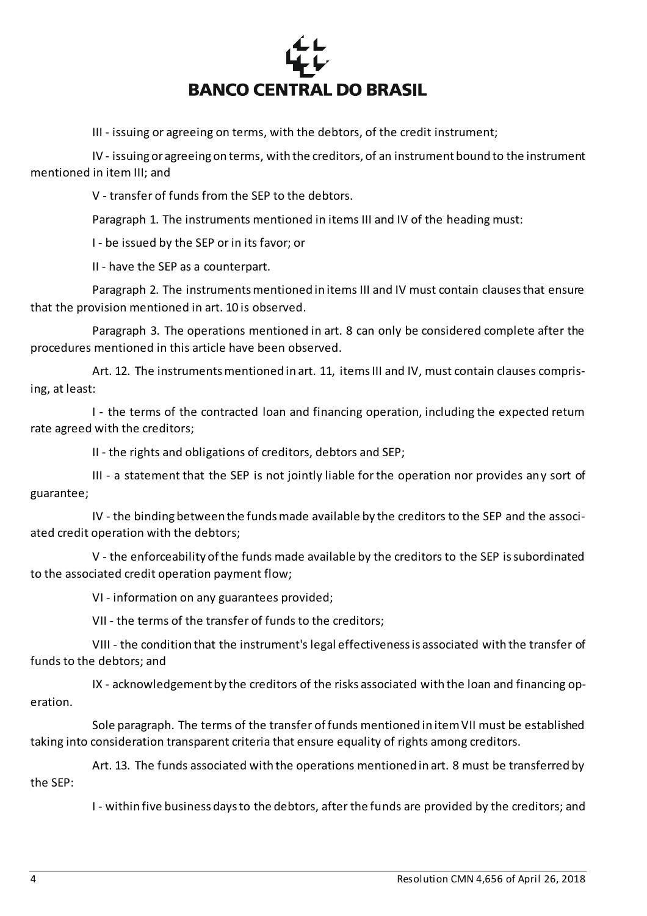III - issuing or agreeing on terms, with the debtors, of the credit instrument;

IV - issuing or agreeing on terms, with the creditors, of an instrument bound to the instrument mentioned in item III; and

V - transfer of funds from the SEP to the debtors.

Paragraph 1. The instruments mentioned in items III and IV of the heading must:

I - be issued by the SEP or in its favor; or

II - have the SEP as a counterpart.

Paragraph 2. The instruments mentioned in items III and IV must contain clauses that ensure that the provision mentioned in art. 10 is observed.

Paragraph 3. The operations mentioned in art. 8 can only be considered complete after the procedures mentioned in this article have been observed.

Art. 12. The instruments mentioned in art. 11, items III and IV, must contain clauses comprising, at least:

I - the terms of the contracted loan and financing operation, including the expected return rate agreed with the creditors;

II - the rights and obligations of creditors, debtors and SEP;

III - a statement that the SEP is not jointly liable for the operation nor provides any sort of guarantee;

IV - the binding between the funds made available by the creditors to the SEP and the associated credit operation with the debtors;

V - the enforceability of the funds made available by the creditors to the SEP is subordinated to the associated credit operation payment flow;

VI - information on any guarantees provided;

VII - the terms of the transfer of funds to the creditors;

VIII - the condition that the instrument's legal effectiveness is associated with the transfer of funds to the debtors; and

IX - acknowledgement by the creditors of the risks associated with the loan and financing operation.

Sole paragraph. The terms of the transfer of funds mentioned in item VII must be established taking into consideration transparent criteria that ensure equality of rights among creditors.

Art. 13. The funds associated with the operations mentioned in art. 8 must be transferred by the SEP:

I - within five business days to the debtors, after the funds are provided by the creditors; and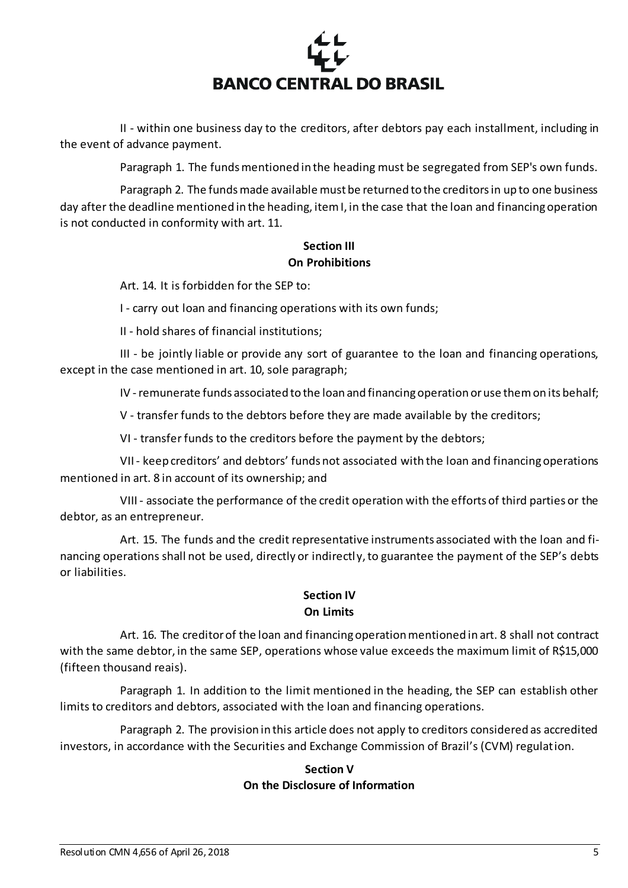II - within one business day to the creditors, after debtors pay each installment, including in the event of advance payment.

Paragraph 1. The funds mentioned in the heading must be segregated from SEP's own funds.

Paragraph 2. The funds made available must be returned to the creditors in up to one business day after the deadline mentioned in the heading, item I, in the case that the loan and financing operation is not conducted in conformity with art. 11.

### Section III
### On Prohibitions

Art. 14. It is forbidden for the SEP to:

I - carry out loan and financing operations with its own funds;

II - hold shares of financial institutions;

III - be jointly liable or provide any sort of guarantee to the loan and financing operations, except in the case mentioned in art. 10, sole paragraph;

IV - remunerate funds associated to the loan and financing operation or use them on its behalf;

V - transfer funds to the debtors before they are made available by the creditors;

VI - transfer funds to the creditors before the payment by the debtors;

VII - keep creditors' and debtors' funds not associated with the loan and financing operations mentioned in art. 8 in account of its ownership; and

VIII - associate the performance of the credit operation with the efforts of third parties or the debtor, as an entrepreneur.

Art. 15. The funds and the credit representative instruments associated with the loan and financing operations shall not be used, directly or indirectly, to guarantee the payment of the SEP's debts or liabilities.

### Section IV
### On Limits

Art. 16. The creditor of the loan and financing operation mentioned in art. 8 shall not contract with the same debtor, in the same SEP, operations whose value exceeds the maximum limit of R$15,000 (fifteen thousand reais).

Paragraph 1. In addition to the limit mentioned in the heading, the SEP can establish other limits to creditors and debtors, associated with the loan and financing operations.

Paragraph 2. The provision in this article does not apply to creditors considered as accredited investors, in accordance with the Securities and Exchange Commission of Brazil's (CVM) regulation.

### Section V
### On the Disclosure of Information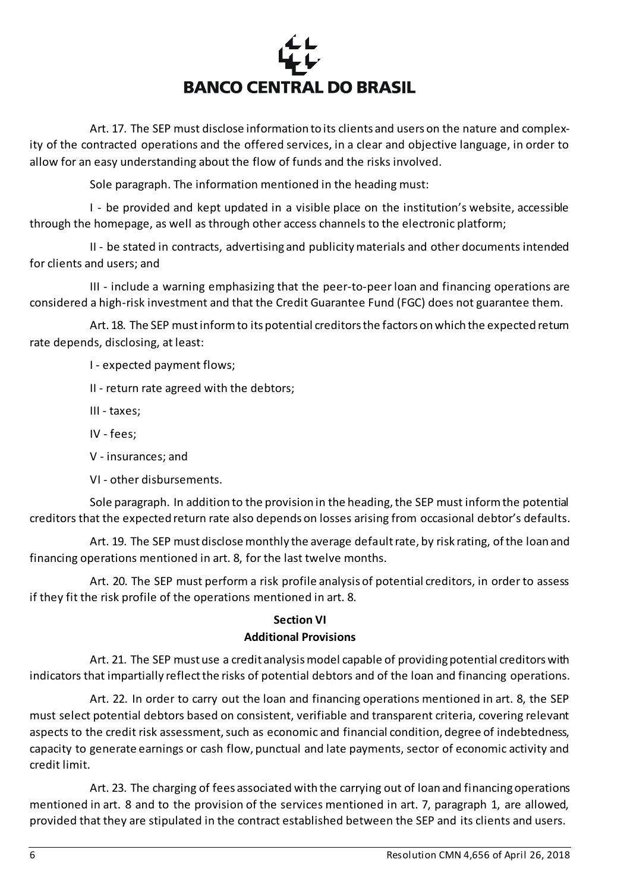Art. 17. The SEP must disclose information to its clients and users on the nature and complexity of the contracted operations and the offered services, in a clear and objective language, in order to allow for an easy understanding about the flow of funds and the risks involved.

Sole paragraph. The information mentioned in the heading must:

I - be provided and kept updated in a visible place on the institution's website, accessible through the homepage, as well as through other access channels to the electronic platform;

II - be stated in contracts, advertising and publicity materials and other documents intended for clients and users; and

III - include a warning emphasizing that the peer-to-peer loan and financing operations are considered a high-risk investment and that the Credit Guarantee Fund (FGC) does not guarantee them.

Art. 18. The SEP must inform to its potential creditors the factors on which the expected return rate depends, disclosing, at least:

I - expected payment flows;

II - return rate agreed with the debtors;

III - taxes;

IV - fees;

V - insurances; and

VI - other disbursements.

Sole paragraph. In addition to the provision in the heading, the SEP must inform the potential creditors that the expected return rate also depends on losses arising from occasional debtor's defaults.

Art. 19. The SEP must disclose monthly the average default rate, by risk rating, of the loan and financing operations mentioned in art. 8, for the last twelve months.

Art. 20. The SEP must perform a risk profile analysis of potential creditors, in order to assess if they fit the risk profile of the operations mentioned in art. 8.

## Section VI
## Additional Provisions

Art. 21. The SEP must use a credit analysis model capable of providing potential creditors with indicators that impartially reflect the risks of potential debtors and of the loan and financing operations.

Art. 22. In order to carry out the loan and financing operations mentioned in art. 8, the SEP must select potential debtors based on consistent, verifiable and transparent criteria, covering relevant aspects to the credit risk assessment, such as economic and financial condition, degree of indebtedness, capacity to generate earnings or cash flow, punctual and late payments, sector of economic activity and credit limit.

Art. 23. The charging of fees associated with the carrying out of loan and financing operations mentioned in art. 8 and to the provision of the services mentioned in art. 7, paragraph 1, are allowed, provided that they are stipulated in the contract established between the SEP and its clients and users.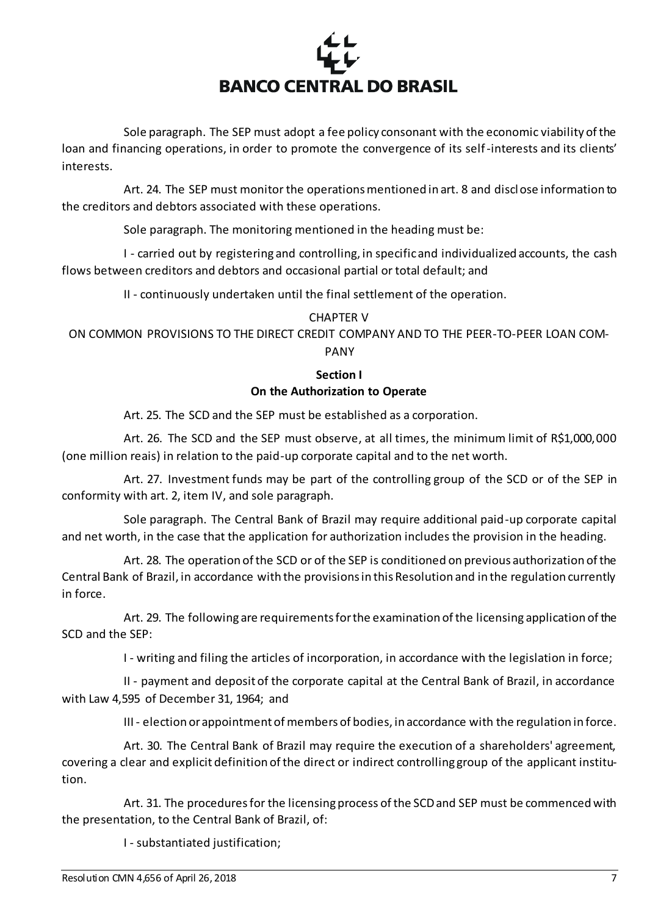Sole paragraph. The SEP must adopt a fee policy consonant with the economic viability of the loan and financing operations, in order to promote the convergence of its self-interests and its clients' interests.

Art. 24. The SEP must monitor the operations mentioned in art. 8 and disclose information to the creditors and debtors associated with these operations.

Sole paragraph. The monitoring mentioned in the heading must be:

I - carried out by registering and controlling, in specific and individualized accounts, the cash flows between creditors and debtors and occasional partial or total default; and

II - continuously undertaken until the final settlement of the operation.

CHAPTER V

ON COMMON PROVISIONS TO THE DIRECT CREDIT COMPANY AND TO THE PEER-TO-PEER LOAN COMPANY

**Section I**

**On the Authorization to Operate**

Art. 25. The SCD and the SEP must be established as a corporation.

Art. 26. The SCD and the SEP must observe, at all times, the minimum limit of R$1,000,000 (one million reais) in relation to the paid-up corporate capital and to the net worth.

Art. 27. Investment funds may be part of the controlling group of the SCD or of the SEP in conformity with art. 2, item IV, and sole paragraph.

Sole paragraph. The Central Bank of Brazil may require additional paid-up corporate capital and net worth, in the case that the application for authorization includes the provision in the heading.

Art. 28. The operation of the SCD or of the SEP is conditioned on previous authorization of the Central Bank of Brazil, in accordance with the provisions in this Resolution and in the regulation currently in force.

Art. 29. The following are requirements for the examination of the licensing application of the SCD and the SEP:

I - writing and filing the articles of incorporation, in accordance with the legislation in force;

II - payment and deposit of the corporate capital at the Central Bank of Brazil, in accordance with Law 4,595 of December 31, 1964; and

III - election or appointment of members of bodies, in accordance with the regulation in force.

Art. 30. The Central Bank of Brazil may require the execution of a shareholders' agreement, covering a clear and explicit definition of the direct or indirect controlling group of the applicant institution.

Art. 31. The procedures for the licensing process of the SCD and SEP must be commenced with the presentation, to the Central Bank of Brazil, of:

I - substantiated justification;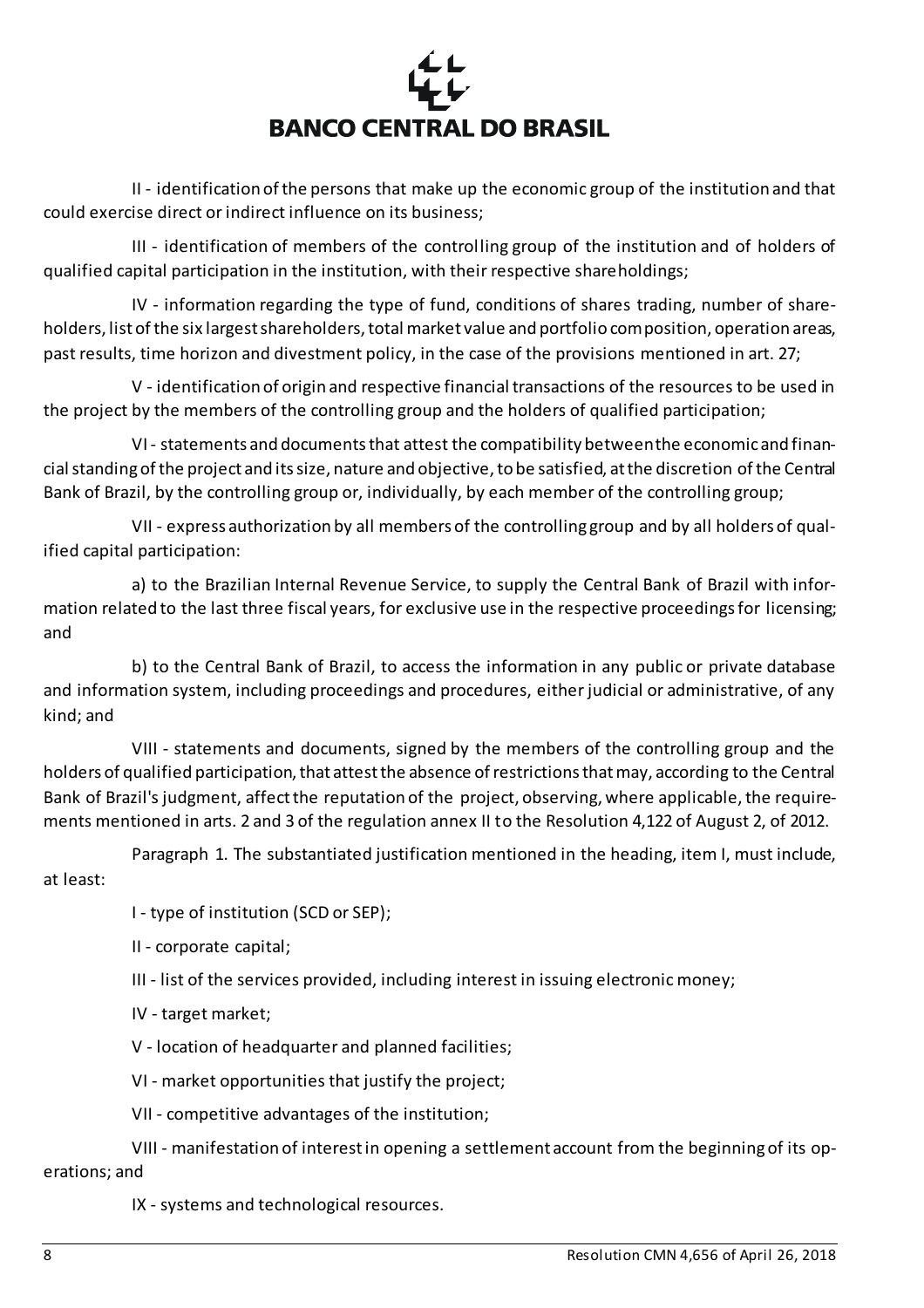II - identification of the persons that make up the economic group of the institution and that could exercise direct or indirect influence on its business;

III - identification of members of the controlling group of the institution and of holders of qualified capital participation in the institution, with their respective shareholdings;

IV - information regarding the type of fund, conditions of shares trading, number of shareholders, list of the six largest shareholders, total market value and portfolio composition, operation areas, past results, time horizon and divestment policy, in the case of the provisions mentioned in art. 27;

V - identification of origin and respective financial transactions of the resources to be used in the project by the members of the controlling group and the holders of qualified participation;

VI - statements and documents that attest the compatibility between the economic and financial standing of the project and its size, nature and objective, to be satisfied, at the discretion of the Central Bank of Brazil, by the controlling group or, individually, by each member of the controlling group;

VII - express authorization by all members of the controlling group and by all holders of qualified capital participation:

a) to the Brazilian Internal Revenue Service, to supply the Central Bank of Brazil with information related to the last three fiscal years, for exclusive use in the respective proceedings for licensing; and

b) to the Central Bank of Brazil, to access the information in any public or private database and information system, including proceedings and procedures, either judicial or administrative, of any kind; and

VIII - statements and documents, signed by the members of the controlling group and the holders of qualified participation, that attest the absence of restrictions that may, according to the Central Bank of Brazil's judgment, affect the reputation of the project, observing, where applicable, the requirements mentioned in arts. 2 and 3 of the regulation annex II to the Resolution 4,122 of August 2, of 2012.

Paragraph 1. The substantiated justification mentioned in the heading, item I, must include, at least:

I - type of institution (SCD or SEP);

II - corporate capital;

III - list of the services provided, including interest in issuing electronic money;

IV - target market;

V - location of headquarter and planned facilities;

VI - market opportunities that justify the project;

VII - competitive advantages of the institution;

VIII - manifestation of interest in opening a settlement account from the beginning of its operations; and

IX - systems and technological resources.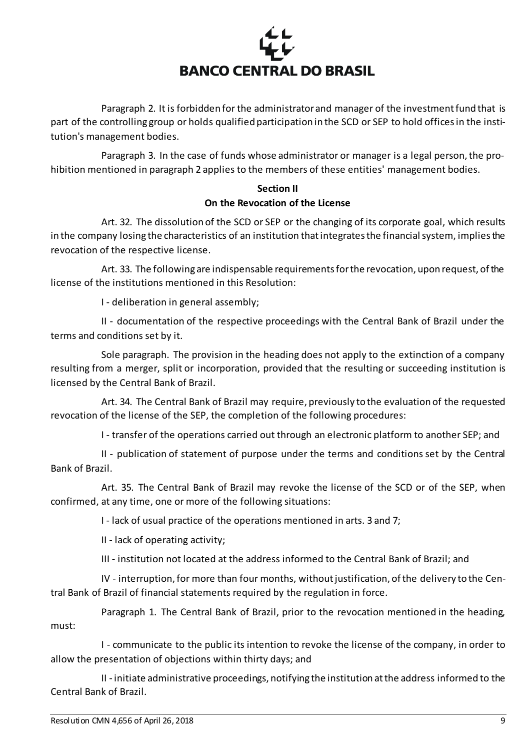Paragraph 2. It is forbidden for the administrator and manager of the investment fund that is part of the controlling group or holds qualified participation in the SCD or SEP to hold offices in the institution's management bodies.

Paragraph 3. In the case of funds whose administrator or manager is a legal person, the prohibition mentioned in paragraph 2 applies to the members of these entities' management bodies.

**Section II**
**On the Revocation of the License**

Art. 32. The dissolution of the SCD or SEP or the changing of its corporate goal, which results in the company losing the characteristics of an institution that integrates the financial system, implies the revocation of the respective license.

Art. 33. The following are indispensable requirements for the revocation, upon request, of the license of the institutions mentioned in this Resolution:

I - deliberation in general assembly;

II - documentation of the respective proceedings with the Central Bank of Brazil under the terms and conditions set by it.

Sole paragraph. The provision in the heading does not apply to the extinction of a company resulting from a merger, split or incorporation, provided that the resulting or succeeding institution is licensed by the Central Bank of Brazil.

Art. 34. The Central Bank of Brazil may require, previously to the evaluation of the requested revocation of the license of the SEP, the completion of the following procedures:

I - transfer of the operations carried out through an electronic platform to another SEP; and

II - publication of statement of purpose under the terms and conditions set by the Central Bank of Brazil.

Art. 35. The Central Bank of Brazil may revoke the license of the SCD or of the SEP, when confirmed, at any time, one or more of the following situations:

I - lack of usual practice of the operations mentioned in arts. 3 and 7;

II - lack of operating activity;

III - institution not located at the address informed to the Central Bank of Brazil; and

IV - interruption, for more than four months, without justification, of the delivery to the Central Bank of Brazil of financial statements required by the regulation in force.

Paragraph 1. The Central Bank of Brazil, prior to the revocation mentioned in the heading, must:

I - communicate to the public its intention to revoke the license of the company, in order to allow the presentation of objections within thirty days; and

II - initiate administrative proceedings, notifying the institution at the address informed to the Central Bank of Brazil.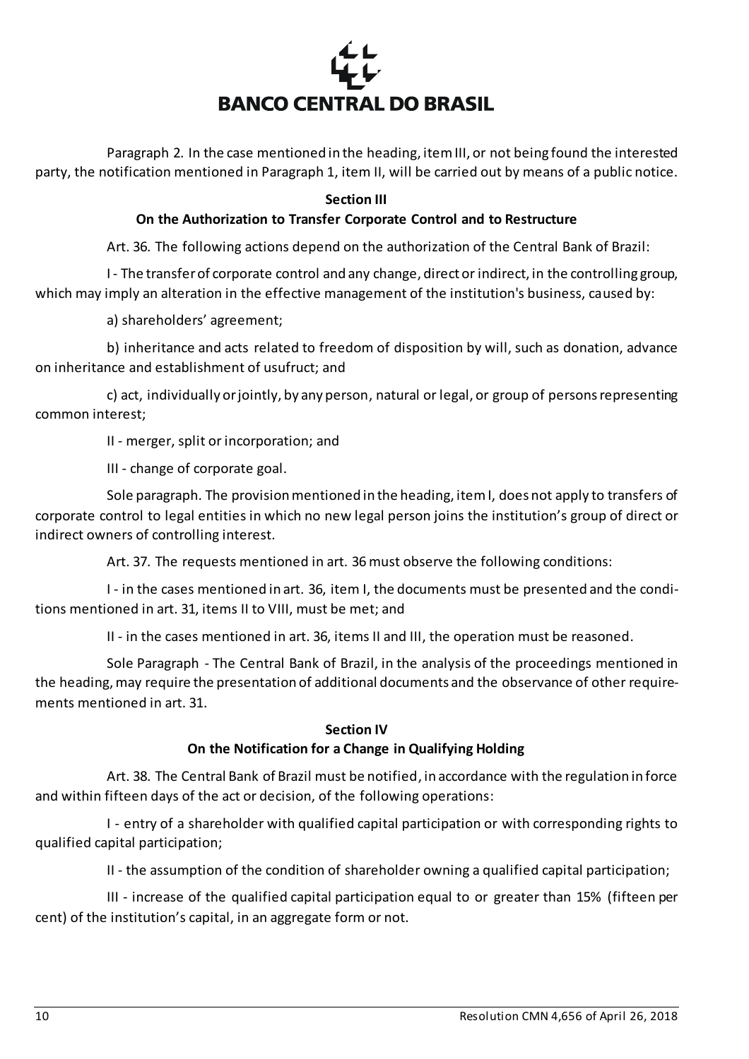Paragraph 2. In the case mentioned in the heading, item III, or not being found the interested party, the notification mentioned in Paragraph 1, item II, will be carried out by means of a public notice.

## Section III

### On the Authorization to Transfer Corporate Control and to Restructure

Art. 36. The following actions depend on the authorization of the Central Bank of Brazil:

I - The transfer of corporate control and any change, direct or indirect, in the controlling group, which may imply an alteration in the effective management of the institution's business, caused by:

a) shareholders' agreement;

b) inheritance and acts related to freedom of disposition by will, such as donation, advance on inheritance and establishment of usufruct; and

c) act, individually or jointly, by any person, natural or legal, or group of persons representing common interest;

II - merger, split or incorporation; and

III - change of corporate goal.

Sole paragraph. The provision mentioned in the heading, item I, does not apply to transfers of corporate control to legal entities in which no new legal person joins the institution's group of direct or indirect owners of controlling interest.

Art. 37. The requests mentioned in art. 36 must observe the following conditions:

I - in the cases mentioned in art. 36, item I, the documents must be presented and the conditions mentioned in art. 31, items II to VIII, must be met; and

II - in the cases mentioned in art. 36, items II and III, the operation must be reasoned.

Sole Paragraph - The Central Bank of Brazil, in the analysis of the proceedings mentioned in the heading, may require the presentation of additional documents and the observance of other requirements mentioned in art. 31.

## Section IV

### On the Notification for a Change in Qualifying Holding

Art. 38. The Central Bank of Brazil must be notified, in accordance with the regulation in force and within fifteen days of the act or decision, of the following operations:

I - entry of a shareholder with qualified capital participation or with corresponding rights to qualified capital participation;

II - the assumption of the condition of shareholder owning a qualified capital participation;

III - increase of the qualified capital participation equal to or greater than 15% (fifteen per cent) of the institution's capital, in an aggregate form or not.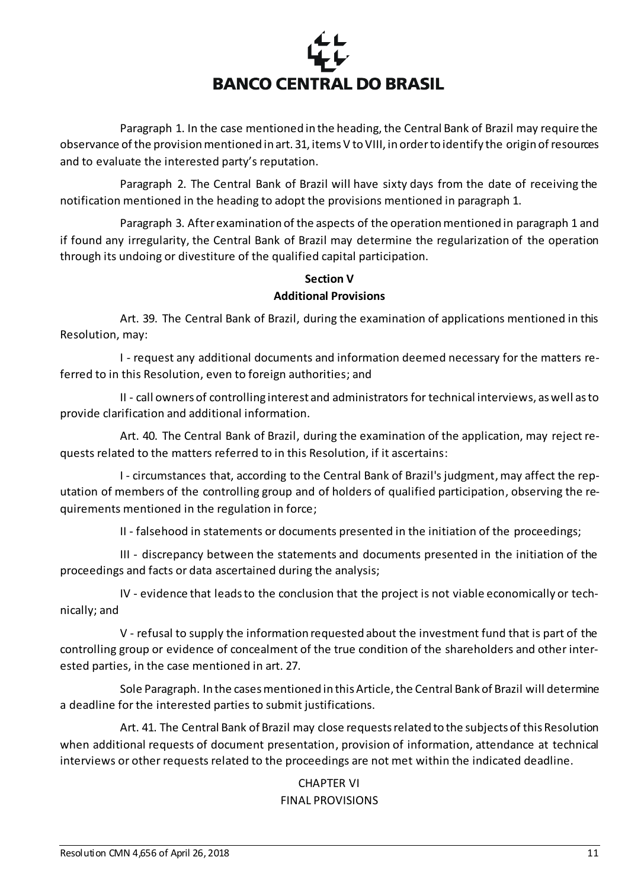Paragraph 1. In the case mentioned in the heading, the Central Bank of Brazil may require the observance of the provision mentioned in art. 31, items V to VIII, in order to identify the origin of resources and to evaluate the interested party's reputation.

Paragraph 2. The Central Bank of Brazil will have sixty days from the date of receiving the notification mentioned in the heading to adopt the provisions mentioned in paragraph 1.

Paragraph 3. After examination of the aspects of the operation mentioned in paragraph 1 and if found any irregularity, the Central Bank of Brazil may determine the regularization of the operation through its undoing or divestiture of the qualified capital participation.

### Section V
### Additional Provisions

Art. 39. The Central Bank of Brazil, during the examination of applications mentioned in this Resolution, may:

I - request any additional documents and information deemed necessary for the matters referred to in this Resolution, even to foreign authorities; and

II - call owners of controlling interest and administrators for technical interviews, as well as to provide clarification and additional information.

Art. 40. The Central Bank of Brazil, during the examination of the application, may reject requests related to the matters referred to in this Resolution, if it ascertains:

I - circumstances that, according to the Central Bank of Brazil's judgment, may affect the reputation of members of the controlling group and of holders of qualified participation, observing the requirements mentioned in the regulation in force;

II - falsehood in statements or documents presented in the initiation of the proceedings;

III - discrepancy between the statements and documents presented in the initiation of the proceedings and facts or data ascertained during the analysis;

IV - evidence that leads to the conclusion that the project is not viable economically or technically; and

V - refusal to supply the information requested about the investment fund that is part of the controlling group or evidence of concealment of the true condition of the shareholders and other interested parties, in the case mentioned in art. 27.

Sole Paragraph. In the cases mentioned in this Article, the Central Bank of Brazil will determine a deadline for the interested parties to submit justifications.

Art. 41. The Central Bank of Brazil may close requests related to the subjects of this Resolution when additional requests of document presentation, provision of information, attendance at technical interviews or other requests related to the proceedings are not met within the indicated deadline.

## CHAPTER VI
## FINAL PROVISIONS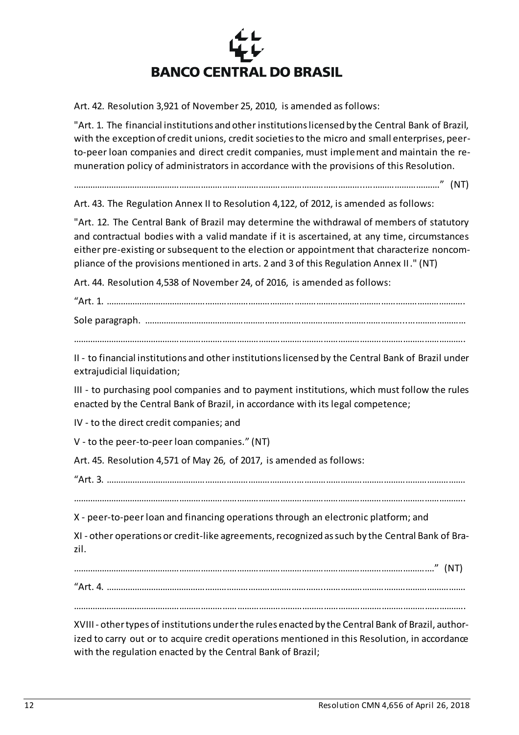Art. 42. Resolution 3,921 of November 25, 2010, is amended as follows:

"Art. 1. The financial institutions and other institutions licensed by the Central Bank of Brazil, with the exception of credit unions, credit societies to the micro and small enterprises, peer-to-peer loan companies and direct credit companies, must implement and maintain the remuneration policy of administrators in accordance with the provisions of this Resolution.

………………………………………………………………………………………………………………………………" (NT)

Art. 43. The Regulation Annex II to Resolution 4,122, of 2012, is amended as follows:

"Art. 12. The Central Bank of Brazil may determine the withdrawal of members of statutory and contractual bodies with a valid mandate if it is ascertained, at any time, circumstances either pre-existing or subsequent to the election or appointment that characterize noncompliance of the provisions mentioned in arts. 2 and 3 of this Regulation Annex II." (NT)

Art. 44. Resolution 4,538 of November 24, of 2016, is amended as follows:

"Art. 1. ……………………………………………………………………………………………………………………………

Sole paragraph. ………………………………………………………………………………………………………………

…………………………………………………………………………………………………………………………………………

II - to financial institutions and other institutions licensed by the Central Bank of Brazil under extrajudicial liquidation;

III - to purchasing pool companies and to payment institutions, which must follow the rules enacted by the Central Bank of Brazil, in accordance with its legal competence;

IV - to the direct credit companies; and

V - to the peer-to-peer loan companies." (NT)

Art. 45. Resolution 4,571 of May 26, of 2017, is amended as follows:

"Art. 3. ……………………………………………………………………………………………………………………………

…………………………………………………………………………………………………………………………………………

X - peer-to-peer loan and financing operations through an electronic platform; and

XI - other operations or credit-like agreements, recognized as such by the Central Bank of Brazil.

………………………………………………………………………………………………………………………………" (NT)

"Art. 4. ……………………………………………………………………………………………………………………………

…………………………………………………………………………………………………………………………………………

XVIII - other types of institutions under the rules enacted by the Central Bank of Brazil, authorized to carry out or to acquire credit operations mentioned in this Resolution, in accordance with the regulation enacted by the Central Bank of Brazil;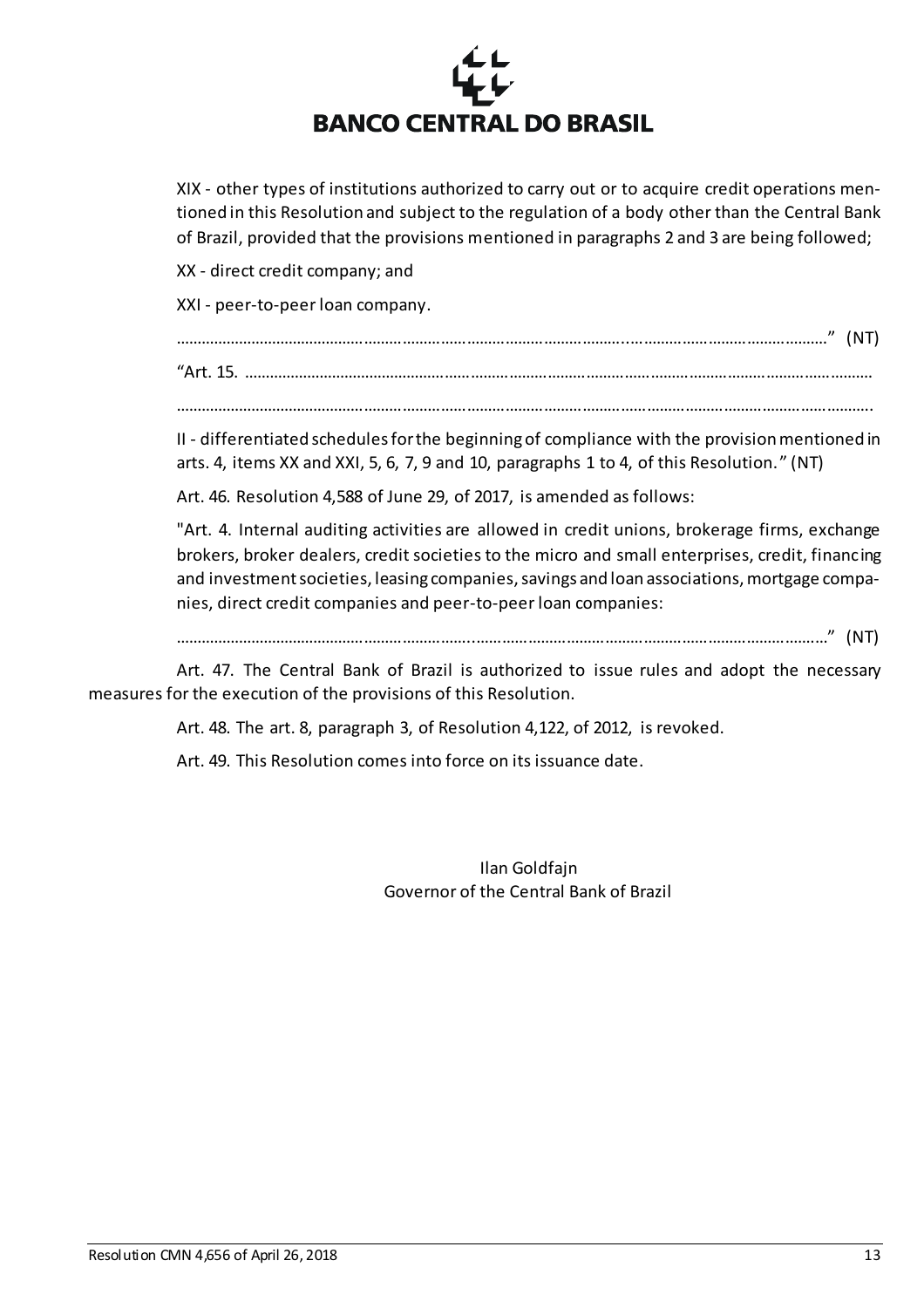XIX - other types of institutions authorized to carry out or to acquire credit operations mentioned in this Resolution and subject to the regulation of a body other than the Central Bank of Brazil, provided that the provisions mentioned in paragraphs 2 and 3 are being followed;

XX - direct credit company; and

XXI - peer-to-peer loan company.

………………………………………………………………………………………………………………………………" (NT)

"Art. 15. …………………………………………………………………………………………………………………

………………………………………………………………………………………………………………………………

II - differentiated schedules for the beginning of compliance with the provision mentioned in arts. 4, items XX and XXI, 5, 6, 7, 9 and 10, paragraphs 1 to 4, of this Resolution." (NT)

Art. 46. Resolution 4,588 of June 29, of 2017, is amended as follows:

"Art. 4. Internal auditing activities are allowed in credit unions, brokerage firms, exchange brokers, broker dealers, credit societies to the micro and small enterprises, credit, financing and investment societies, leasing companies, savings and loan associations, mortgage companies, direct credit companies and peer-to-peer loan companies:

………………………………………………………………………………………………………………………………" (NT)

Art. 47. The Central Bank of Brazil is authorized to issue rules and adopt the necessary measures for the execution of the provisions of this Resolution.

Art. 48. The art. 8, paragraph 3, of Resolution 4,122, of 2012, is revoked.

Art. 49. This Resolution comes into force on its issuance date.

Ilan Goldfajn
Governor of the Central Bank of Brazil